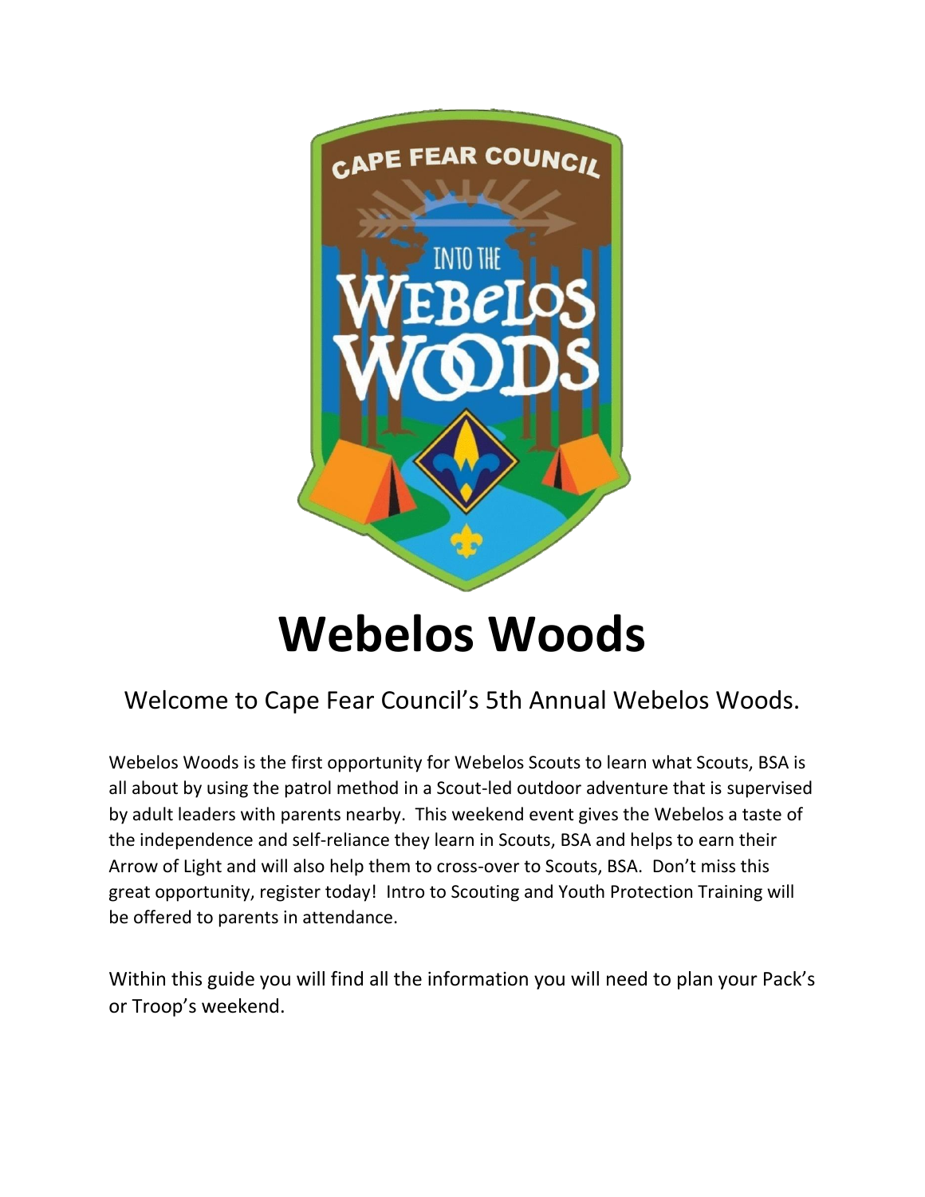# Webelos Woods

Welcome to Cape Fear Council's 5th Annual Webelos Woods.

Webelos Woods is the first opportunity for Webelos Scouts to learn what Scouts, BSA is all about by using the patrol method in a Scout-led outdoor adventure that is supervised by adult leaders with parents nearby. This weekend event gives the Webelos a taste of the independence and self-reliance they learn in Scouts, BSA and helps to earn their Arrow of Light and will also help them to cross-over to Scouts, BSA. Don't miss this great opportunity, register today! Intro to Scouting and Youth Protection Training will be offered to parents in attendance.

Within this guide you will find all the information you will need to plan your Pack's or Troop's weekend.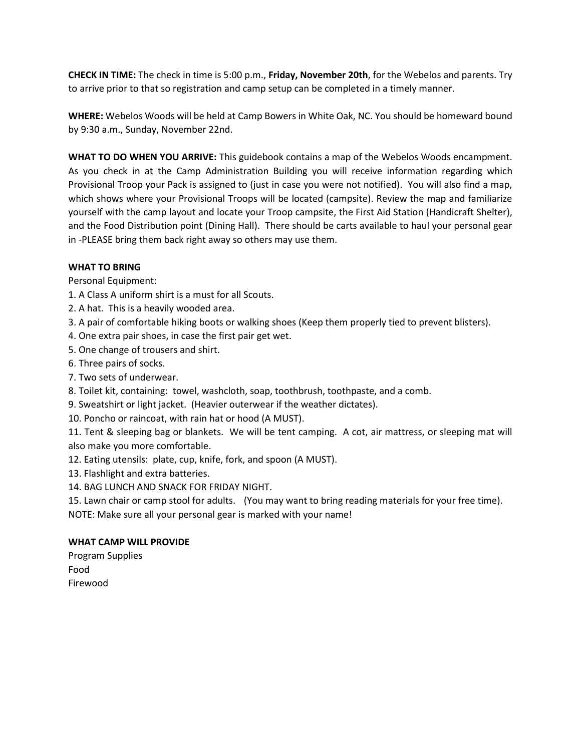**CHECK IN TIME:** The check in time is 5:00 p.m., **Friday, November 20th**, for the Webelos and parents. Try to arrive prior to that so registration and camp setup can be completed in a timely manner.

**WHERE:** Webelos Woods will be held at Camp Bowers in White Oak, NC. You should be homeward bound by 9:30 a.m., Sunday, November 22nd.

**WHAT TO DO WHEN YOU ARRIVE:** This guidebook contains a map of the Webelos Woods encampment. As you check in at the Camp Administration Building you will receive information regarding which Provisional Troop your Pack is assigned to (just in case you were not notified). You will also find a map, which shows where your Provisional Troops will be located (campsite). Review the map and familiarize yourself with the camp layout and locate your Troop campsite, the First Aid Station (Handicraft Shelter), and the Food Distribution point (Dining Hall). There should be carts available to haul your personal gear in -PLEASE bring them back right away so others may use them.

**WHAT TO BRING**

Personal Equipment:

1. A Class A uniform shirt is a must for all Scouts.
2. A hat. This is a heavily wooded area.
3. A pair of comfortable hiking boots or walking shoes (Keep them properly tied to prevent blisters).
4. One extra pair shoes, in case the first pair get wet.
5. One change of trousers and shirt.
6. Three pairs of socks.
7. Two sets of underwear.
8. Toilet kit, containing: towel, washcloth, soap, toothbrush, toothpaste, and a comb.
9. Sweatshirt or light jacket. (Heavier outerwear if the weather dictates).
10. Poncho or raincoat, with rain hat or hood (A MUST).
11. Tent & sleeping bag or blankets. We will be tent camping. A cot, air mattress, or sleeping mat will also make you more comfortable.
12. Eating utensils: plate, cup, knife, fork, and spoon (A MUST).
13. Flashlight and extra batteries.
14. BAG LUNCH AND SNACK FOR FRIDAY NIGHT.
15. Lawn chair or camp stool for adults. (You may want to bring reading materials for your free time).

NOTE: Make sure all your personal gear is marked with your name!

**WHAT CAMP WILL PROVIDE**

Program Supplies
Food
Firewood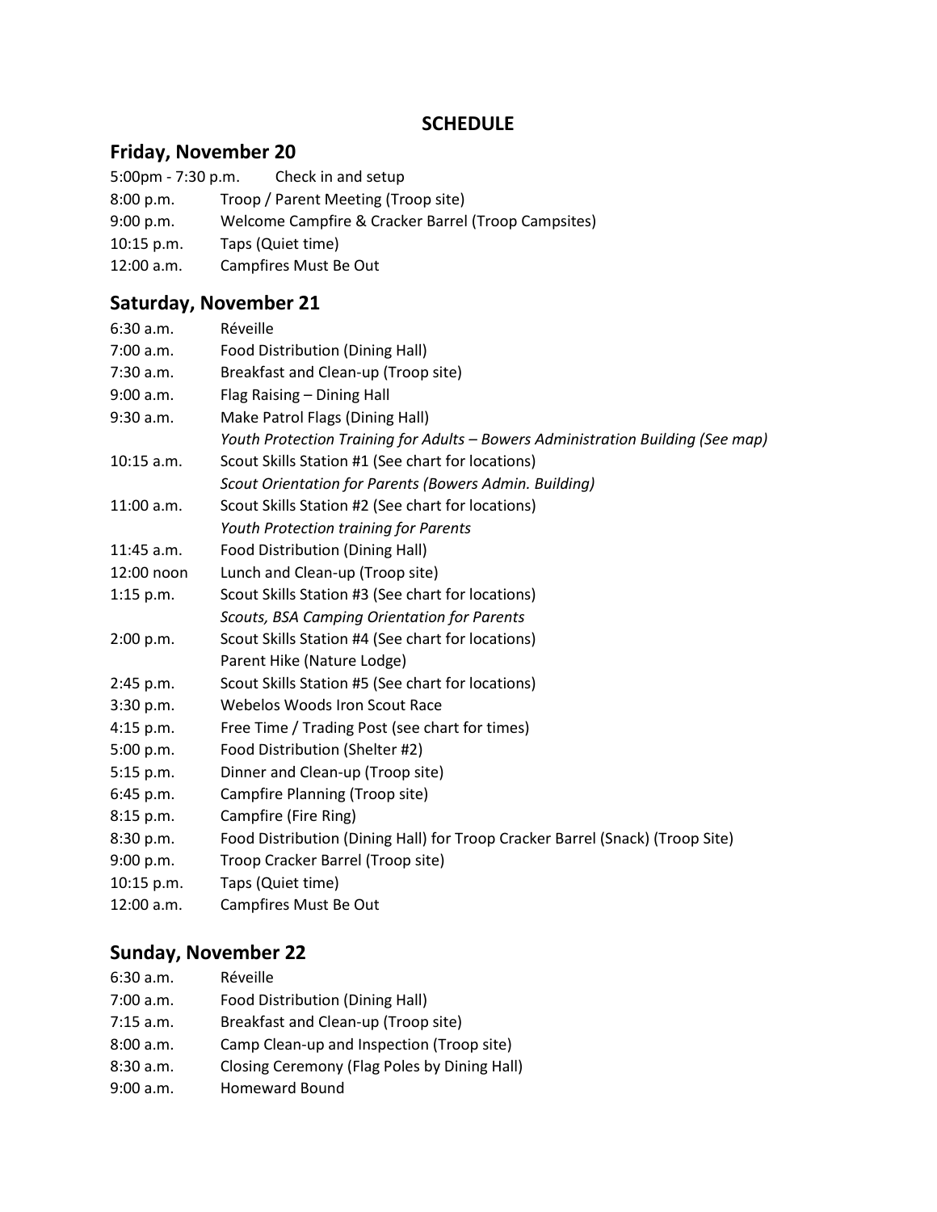# SCHEDULE

## Friday, November 20

| | |
|---|---|
| 5:00pm - 7:30 p.m. | Check in and setup |
| 8:00 p.m. | Troop / Parent Meeting (Troop site) |
| 9:00 p.m. | Welcome Campfire & Cracker Barrel (Troop Campsites) |
| 10:15 p.m. | Taps (Quiet time) |
| 12:00 a.m. | Campfires Must Be Out |

## Saturday, November 21

| | |
|---|---|
| 6:30 a.m. | Réveille |
| 7:00 a.m. | Food Distribution (Dining Hall) |
| 7:30 a.m. | Breakfast and Clean-up (Troop site) |
| 9:00 a.m. | Flag Raising – Dining Hall |
| 9:30 a.m. | Make Patrol Flags (Dining Hall) |
| | *Youth Protection Training for Adults – Bowers Administration Building (See map)* |
| 10:15 a.m. | Scout Skills Station #1 (See chart for locations) |
| | *Scout Orientation for Parents (Bowers Admin. Building)* |
| 11:00 a.m. | Scout Skills Station #2 (See chart for locations) |
| | *Youth Protection training for Parents* |
| 11:45 a.m. | Food Distribution (Dining Hall) |
| 12:00 noon | Lunch and Clean-up (Troop site) |
| 1:15 p.m. | Scout Skills Station #3 (See chart for locations) |
| | *Scouts, BSA Camping Orientation for Parents* |
| 2:00 p.m. | Scout Skills Station #4 (See chart for locations) |
| | Parent Hike (Nature Lodge) |
| 2:45 p.m. | Scout Skills Station #5 (See chart for locations) |
| 3:30 p.m. | Webelos Woods Iron Scout Race |
| 4:15 p.m. | Free Time / Trading Post (see chart for times) |
| 5:00 p.m. | Food Distribution (Shelter #2) |
| 5:15 p.m. | Dinner and Clean-up (Troop site) |
| 6:45 p.m. | Campfire Planning (Troop site) |
| 8:15 p.m. | Campfire (Fire Ring) |
| 8:30 p.m. | Food Distribution (Dining Hall) for Troop Cracker Barrel (Snack) (Troop Site) |
| 9:00 p.m. | Troop Cracker Barrel (Troop site) |
| 10:15 p.m. | Taps (Quiet time) |
| 12:00 a.m. | Campfires Must Be Out |

## Sunday, November 22

| | |
|---|---|
| 6:30 a.m. | Réveille |
| 7:00 a.m. | Food Distribution (Dining Hall) |
| 7:15 a.m. | Breakfast and Clean-up (Troop site) |
| 8:00 a.m. | Camp Clean-up and Inspection (Troop site) |
| 8:30 a.m. | Closing Ceremony (Flag Poles by Dining Hall) |
| 9:00 a.m. | Homeward Bound |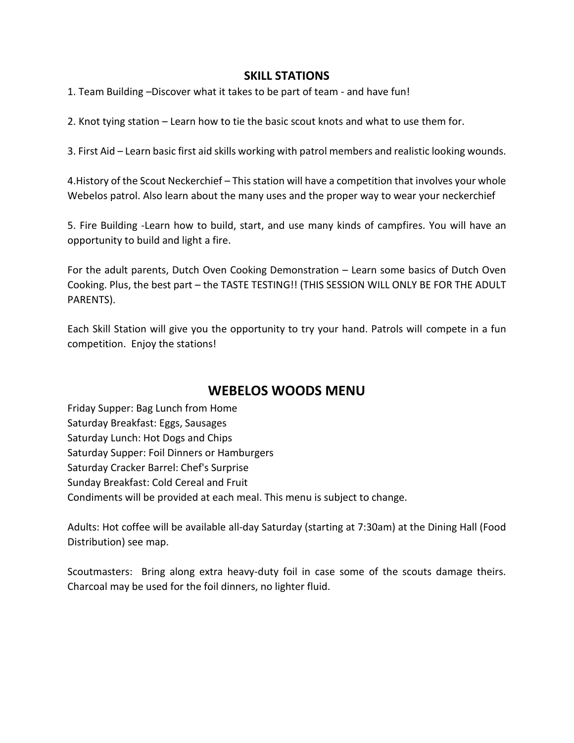## SKILL STATIONS

1. Team Building –Discover what it takes to be part of team - and have fun!

2. Knot tying station – Learn how to tie the basic scout knots and what to use them for.

3. First Aid – Learn basic first aid skills working with patrol members and realistic looking wounds.

4.History of the Scout Neckerchief – This station will have a competition that involves your whole Webelos patrol. Also learn about the many uses and the proper way to wear your neckerchief

5. Fire Building -Learn how to build, start, and use many kinds of campfires. You will have an opportunity to build and light a fire.

For the adult parents, Dutch Oven Cooking Demonstration – Learn some basics of Dutch Oven Cooking. Plus, the best part – the TASTE TESTING!! (THIS SESSION WILL ONLY BE FOR THE ADULT PARENTS).

Each Skill Station will give you the opportunity to try your hand. Patrols will compete in a fun competition. Enjoy the stations!

## WEBELOS WOODS MENU

Friday Supper: Bag Lunch from Home
Saturday Breakfast: Eggs, Sausages
Saturday Lunch: Hot Dogs and Chips
Saturday Supper: Foil Dinners or Hamburgers
Saturday Cracker Barrel: Chef's Surprise
Sunday Breakfast: Cold Cereal and Fruit
Condiments will be provided at each meal. This menu is subject to change.

Adults: Hot coffee will be available all-day Saturday (starting at 7:30am) at the Dining Hall (Food Distribution) see map.

Scoutmasters: Bring along extra heavy-duty foil in case some of the scouts damage theirs. Charcoal may be used for the foil dinners, no lighter fluid.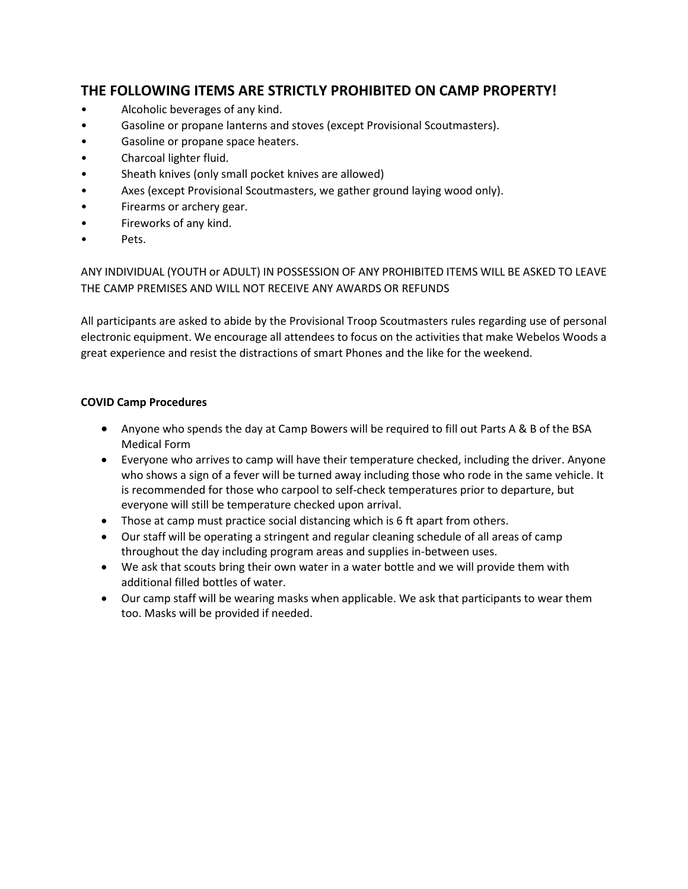## THE FOLLOWING ITEMS ARE STRICTLY PROHIBITED ON CAMP PROPERTY!

- Alcoholic beverages of any kind.
- Gasoline or propane lanterns and stoves (except Provisional Scoutmasters).
- Gasoline or propane space heaters.
- Charcoal lighter fluid.
- Sheath knives (only small pocket knives are allowed)
- Axes (except Provisional Scoutmasters, we gather ground laying wood only).
- Firearms or archery gear.
- Fireworks of any kind.
- Pets.

ANY INDIVIDUAL (YOUTH or ADULT) IN POSSESSION OF ANY PROHIBITED ITEMS WILL BE ASKED TO LEAVE THE CAMP PREMISES AND WILL NOT RECEIVE ANY AWARDS OR REFUNDS

All participants are asked to abide by the Provisional Troop Scoutmasters rules regarding use of personal electronic equipment. We encourage all attendees to focus on the activities that make Webelos Woods a great experience and resist the distractions of smart Phones and the like for the weekend.

**COVID Camp Procedures**

- Anyone who spends the day at Camp Bowers will be required to fill out Parts A & B of the BSA Medical Form
- Everyone who arrives to camp will have their temperature checked, including the driver. Anyone who shows a sign of a fever will be turned away including those who rode in the same vehicle. It is recommended for those who carpool to self-check temperatures prior to departure, but everyone will still be temperature checked upon arrival.
- Those at camp must practice social distancing which is 6 ft apart from others.
- Our staff will be operating a stringent and regular cleaning schedule of all areas of camp throughout the day including program areas and supplies in-between uses.
- We ask that scouts bring their own water in a water bottle and we will provide them with additional filled bottles of water.
- Our camp staff will be wearing masks when applicable. We ask that participants to wear them too. Masks will be provided if needed.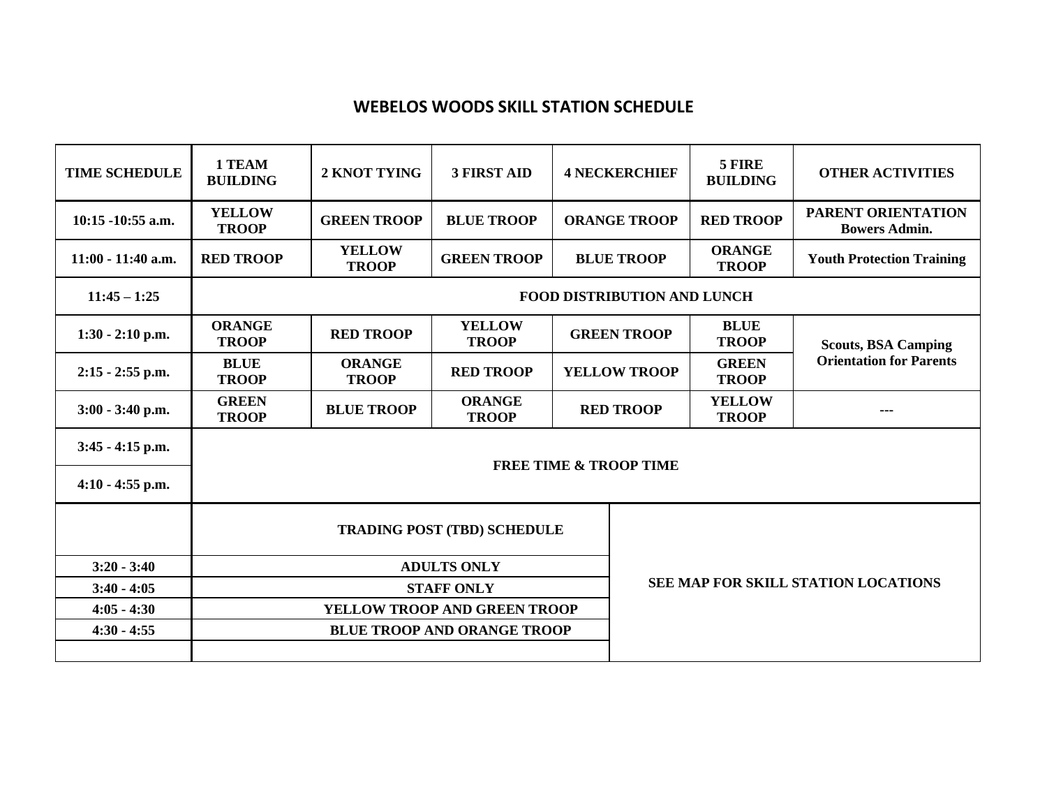## WEBELOS WOODS SKILL STATION SCHEDULE

| TIME SCHEDULE | 1 TEAM BUILDING | 2 KNOT TYING | 3 FIRST AID | 4 NECKERCHIEF | 5 FIRE BUILDING | OTHER ACTIVITIES |
|---|---|---|---|---|---|---|
| 10:15 -10:55 a.m. | YELLOW TROOP | GREEN TROOP | BLUE TROOP | ORANGE TROOP | RED TROOP | PARENT ORIENTATION Bowers Admin. |
| 11:00 - 11:40 a.m. | RED TROOP | YELLOW TROOP | GREEN TROOP | BLUE TROOP | ORANGE TROOP | Youth Protection Training |
| 11:45 – 1:25 | FOOD DISTRIBUTION AND LUNCH | | | | | |
| 1:30 - 2:10 p.m. | ORANGE TROOP | RED TROOP | YELLOW TROOP | GREEN TROOP | BLUE TROOP | Scouts, BSA Camping Orientation for Parents |
| 2:15 - 2:55 p.m. | BLUE TROOP | ORANGE TROOP | RED TROOP | YELLOW TROOP | GREEN TROOP | |
| 3:00 - 3:40 p.m. | GREEN TROOP | BLUE TROOP | ORANGE TROOP | RED TROOP | YELLOW TROOP | --- |
| 3:45 - 4:15 p.m. | FREE TIME & TROOP TIME | | | | | |
| 4:10 - 4:55 p.m. | | | | | | |

| | TRADING POST (TBD) SCHEDULE | SEE MAP FOR SKILL STATION LOCATIONS |
|---|---|---|
| 3:20 - 3:40 | ADULTS ONLY | |
| 3:40 - 4:05 | STAFF ONLY | |
| 4:05 - 4:30 | YELLOW TROOP AND GREEN TROOP | |
| 4:30 - 4:55 | BLUE TROOP AND ORANGE TROOP | |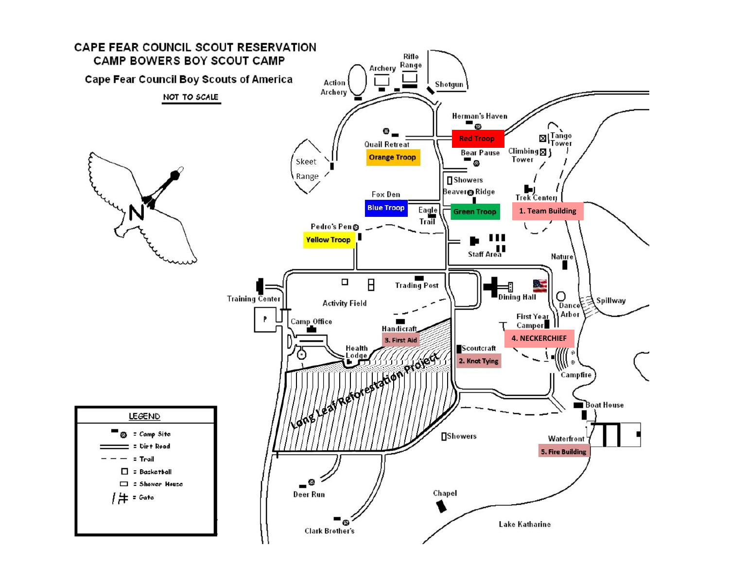# CAPE FEAR COUNCIL SCOUT RESERVATION
## CAMP BOWERS BOY SCOUT CAMP

### Cape Fear Council Boy Scouts of America

NOT TO SCALE

Action Archery
Archery
Rifle Range
Shotgun
Herman's Haven
Red Troop
Quail Retreat
Orange Troop
Bear Pause
Tango Tower
Climbing Tower
Skeet Range
Showers
Beaver Ridge
Trek Center
Fox Den
Blue Troop
Eagle Trail
Green Troop
1. Team Building
Pedro's Pen
Yellow Troop
Staff Area
Nature
Training Center
Trading Post
Dining Hall
Activity Field
Dance Arbor
Spillway
Camp Office
P
Handicraft
First Year Camper
3. First Aid
4. NECKERCHIEF
Health Lodge
Scoutcraft
2. Knot Tying
Long Leaf Reforestation Project
Campfire
Boat House
Showers
Waterfront
5. Fire Building
Deer Run
Chapel
Lake Katharine
Clark Brother's

N

LEGEND

- = Camp Site
- = Dirt Road
- = Trail
- = Basketball
- = Shower House
- = Gate